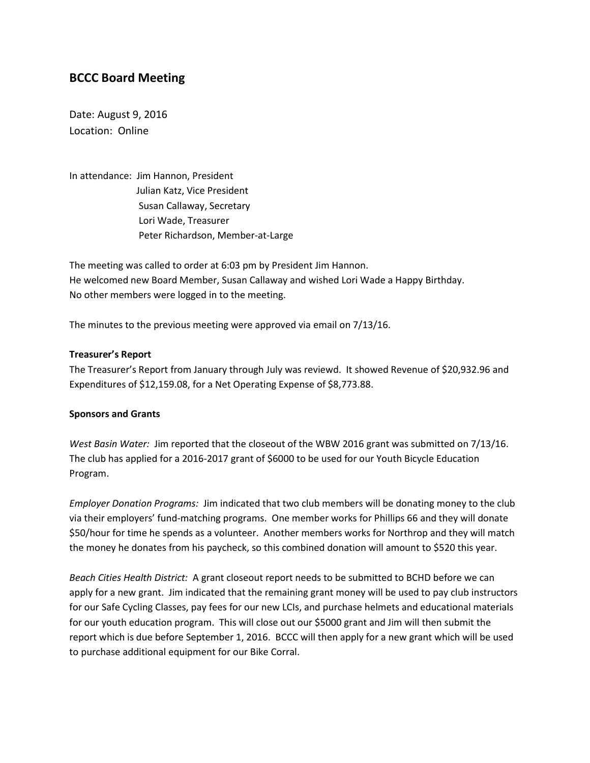## BCCC Board Meeting

Date: August 9, 2016
Location: Online

In attendance: Jim Hannon, President
Julian Katz, Vice President
Susan Callaway, Secretary
Lori Wade, Treasurer
Peter Richardson, Member-at-Large

The meeting was called to order at 6:03 pm by President Jim Hannon.
He welcomed new Board Member, Susan Callaway and wished Lori Wade a Happy Birthday.
No other members were logged in to the meeting.

The minutes to the previous meeting were approved via email on 7/13/16.

**Treasurer's Report**

The Treasurer's Report from January through July was reviewd. It showed Revenue of $20,932.96 and Expenditures of $12,159.08, for a Net Operating Expense of $8,773.88.

**Sponsors and Grants**

*West Basin Water:* Jim reported that the closeout of the WBW 2016 grant was submitted on 7/13/16. The club has applied for a 2016-2017 grant of $6000 to be used for our Youth Bicycle Education Program.

*Employer Donation Programs:* Jim indicated that two club members will be donating money to the club via their employers' fund-matching programs. One member works for Phillips 66 and they will donate $50/hour for time he spends as a volunteer. Another members works for Northrop and they will match the money he donates from his paycheck, so this combined donation will amount to $520 this year.

*Beach Cities Health District:* A grant closeout report needs to be submitted to BCHD before we can apply for a new grant. Jim indicated that the remaining grant money will be used to pay club instructors for our Safe Cycling Classes, pay fees for our new LCIs, and purchase helmets and educational materials for our youth education program. This will close out our $5000 grant and Jim will then submit the report which is due before September 1, 2016. BCCC will then apply for a new grant which will be used to purchase additional equipment for our Bike Corral.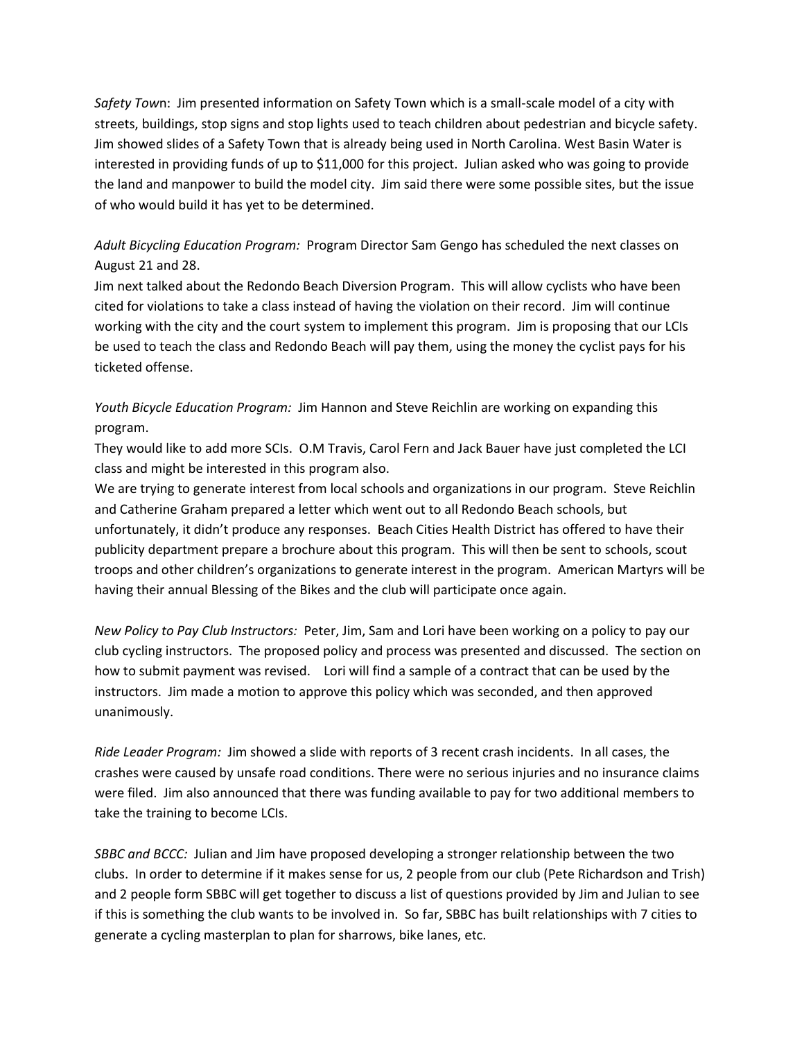*Safety Town*: Jim presented information on Safety Town which is a small-scale model of a city with streets, buildings, stop signs and stop lights used to teach children about pedestrian and bicycle safety. Jim showed slides of a Safety Town that is already being used in North Carolina. West Basin Water is interested in providing funds of up to $11,000 for this project. Julian asked who was going to provide the land and manpower to build the model city. Jim said there were some possible sites, but the issue of who would build it has yet to be determined.

*Adult Bicycling Education Program:* Program Director Sam Gengo has scheduled the next classes on August 21 and 28.
Jim next talked about the Redondo Beach Diversion Program. This will allow cyclists who have been cited for violations to take a class instead of having the violation on their record. Jim will continue working with the city and the court system to implement this program. Jim is proposing that our LCIs be used to teach the class and Redondo Beach will pay them, using the money the cyclist pays for his ticketed offense.

*Youth Bicycle Education Program:* Jim Hannon and Steve Reichlin are working on expanding this program.
They would like to add more SCIs. O.M Travis, Carol Fern and Jack Bauer have just completed the LCI class and might be interested in this program also.
We are trying to generate interest from local schools and organizations in our program. Steve Reichlin and Catherine Graham prepared a letter which went out to all Redondo Beach schools, but unfortunately, it didn't produce any responses. Beach Cities Health District has offered to have their publicity department prepare a brochure about this program. This will then be sent to schools, scout troops and other children's organizations to generate interest in the program. American Martyrs will be having their annual Blessing of the Bikes and the club will participate once again.

*New Policy to Pay Club Instructors:* Peter, Jim, Sam and Lori have been working on a policy to pay our club cycling instructors. The proposed policy and process was presented and discussed. The section on how to submit payment was revised. Lori will find a sample of a contract that can be used by the instructors. Jim made a motion to approve this policy which was seconded, and then approved unanimously.

*Ride Leader Program:* Jim showed a slide with reports of 3 recent crash incidents. In all cases, the crashes were caused by unsafe road conditions. There were no serious injuries and no insurance claims were filed. Jim also announced that there was funding available to pay for two additional members to take the training to become LCIs.

*SBBC and BCCC:* Julian and Jim have proposed developing a stronger relationship between the two clubs. In order to determine if it makes sense for us, 2 people from our club (Pete Richardson and Trish) and 2 people form SBBC will get together to discuss a list of questions provided by Jim and Julian to see if this is something the club wants to be involved in. So far, SBBC has built relationships with 7 cities to generate a cycling masterplan to plan for sharrows, bike lanes, etc.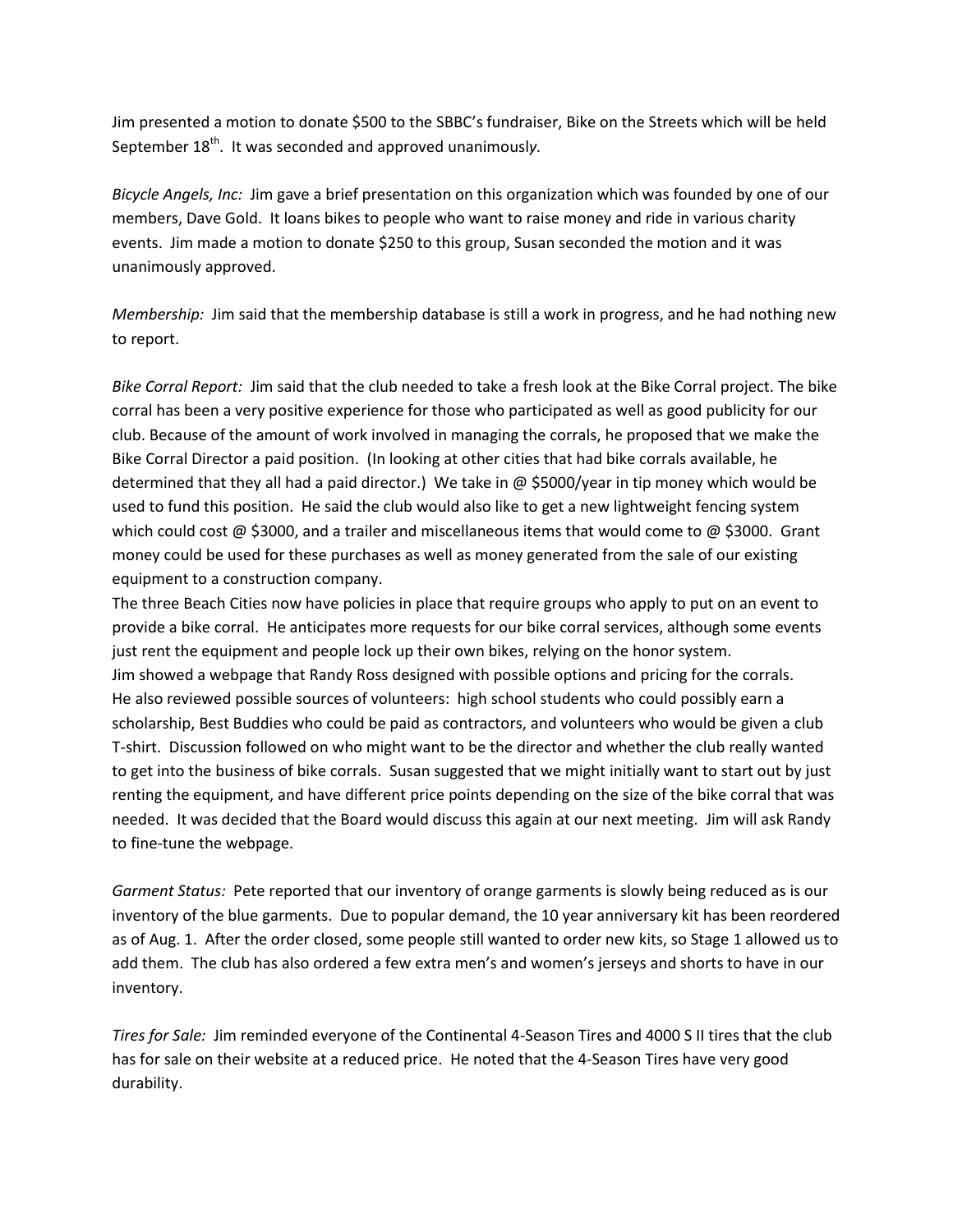Jim presented a motion to donate $500 to the SBBC's fundraiser, Bike on the Streets which will be held September 18th. It was seconded and approved unanimously.

*Bicycle Angels, Inc:* Jim gave a brief presentation on this organization which was founded by one of our members, Dave Gold. It loans bikes to people who want to raise money and ride in various charity events. Jim made a motion to donate $250 to this group, Susan seconded the motion and it was unanimously approved.

*Membership:* Jim said that the membership database is still a work in progress, and he had nothing new to report.

*Bike Corral Report:* Jim said that the club needed to take a fresh look at the Bike Corral project. The bike corral has been a very positive experience for those who participated as well as good publicity for our club. Because of the amount of work involved in managing the corrals, he proposed that we make the Bike Corral Director a paid position. (In looking at other cities that had bike corrals available, he determined that they all had a paid director.) We take in @ $5000/year in tip money which would be used to fund this position. He said the club would also like to get a new lightweight fencing system which could cost @ $3000, and a trailer and miscellaneous items that would come to @ $3000. Grant money could be used for these purchases as well as money generated from the sale of our existing equipment to a construction company.

The three Beach Cities now have policies in place that require groups who apply to put on an event to provide a bike corral. He anticipates more requests for our bike corral services, although some events just rent the equipment and people lock up their own bikes, relying on the honor system.

Jim showed a webpage that Randy Ross designed with possible options and pricing for the corrals. He also reviewed possible sources of volunteers: high school students who could possibly earn a scholarship, Best Buddies who could be paid as contractors, and volunteers who would be given a club T-shirt. Discussion followed on who might want to be the director and whether the club really wanted to get into the business of bike corrals. Susan suggested that we might initially want to start out by just renting the equipment, and have different price points depending on the size of the bike corral that was needed. It was decided that the Board would discuss this again at our next meeting. Jim will ask Randy to fine-tune the webpage.

*Garment Status:* Pete reported that our inventory of orange garments is slowly being reduced as is our inventory of the blue garments. Due to popular demand, the 10 year anniversary kit has been reordered as of Aug. 1. After the order closed, some people still wanted to order new kits, so Stage 1 allowed us to add them. The club has also ordered a few extra men's and women's jerseys and shorts to have in our inventory.

*Tires for Sale:* Jim reminded everyone of the Continental 4-Season Tires and 4000 S II tires that the club has for sale on their website at a reduced price. He noted that the 4-Season Tires have very good durability.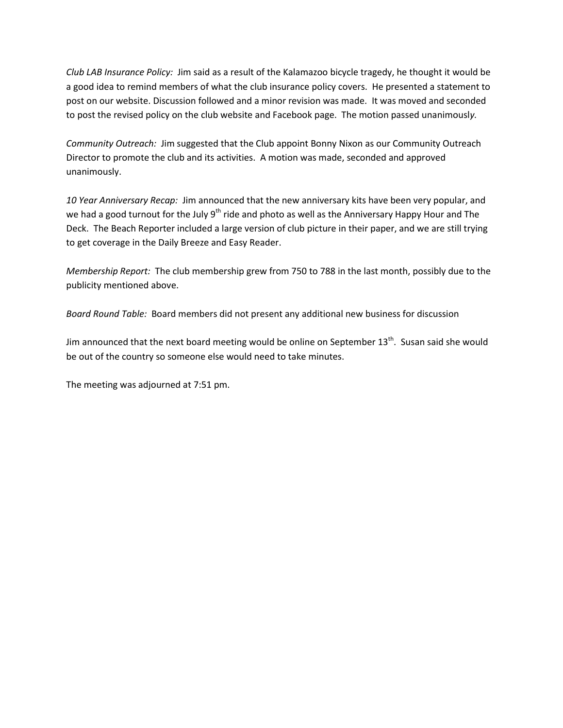*Club LAB Insurance Policy:* Jim said as a result of the Kalamazoo bicycle tragedy, he thought it would be a good idea to remind members of what the club insurance policy covers. He presented a statement to post on our website. Discussion followed and a minor revision was made. It was moved and seconded to post the revised policy on the club website and Facebook page. The motion passed unanimously.

*Community Outreach:* Jim suggested that the Club appoint Bonny Nixon as our Community Outreach Director to promote the club and its activities. A motion was made, seconded and approved unanimously.

*10 Year Anniversary Recap:* Jim announced that the new anniversary kits have been very popular, and we had a good turnout for the July 9th ride and photo as well as the Anniversary Happy Hour and The Deck. The Beach Reporter included a large version of club picture in their paper, and we are still trying to get coverage in the Daily Breeze and Easy Reader.

*Membership Report:* The club membership grew from 750 to 788 in the last month, possibly due to the publicity mentioned above.

*Board Round Table:* Board members did not present any additional new business for discussion

Jim announced that the next board meeting would be online on September 13th. Susan said she would be out of the country so someone else would need to take minutes.

The meeting was adjourned at 7:51 pm.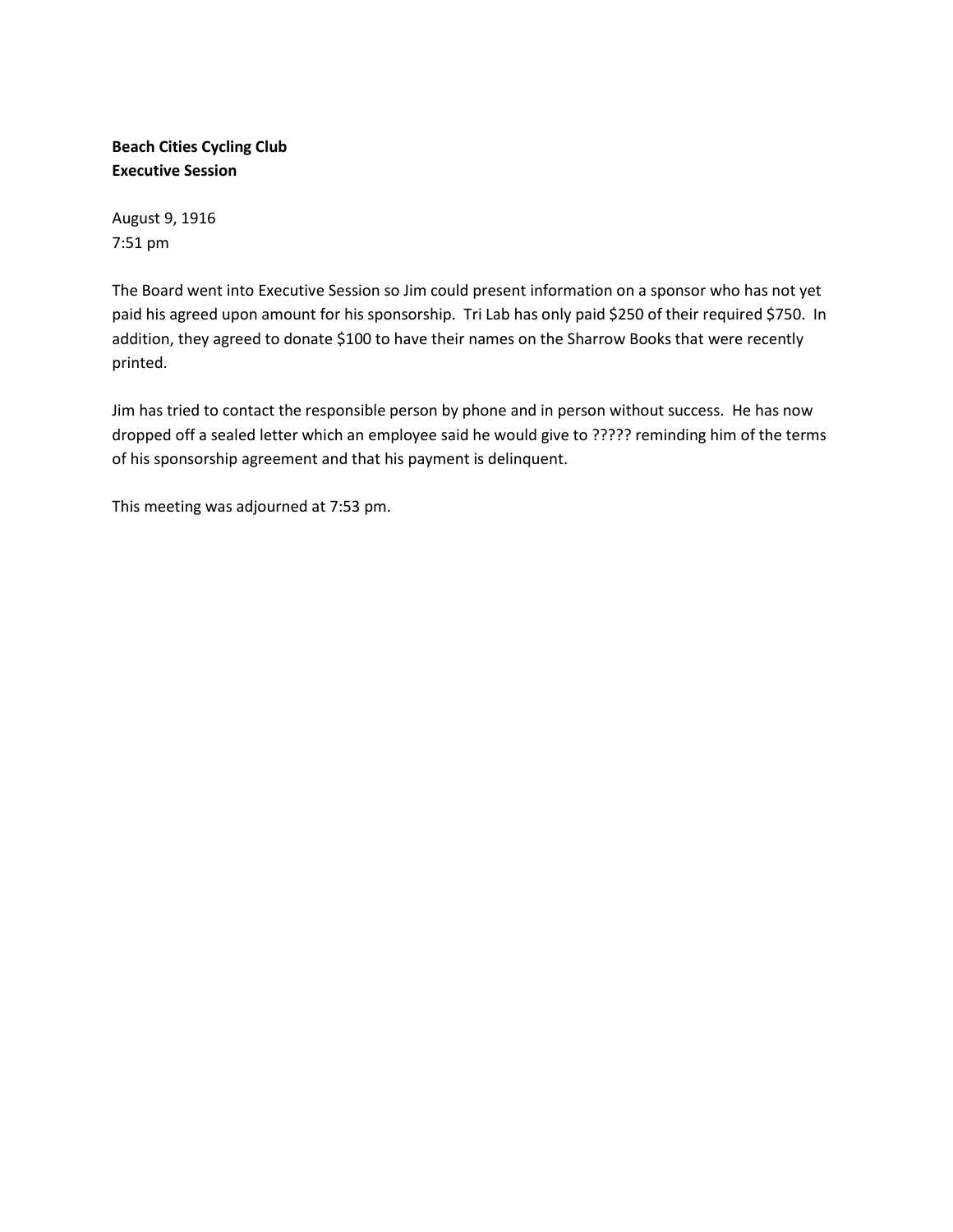**Beach Cities Cycling Club**
**Executive Session**

August 9, 1916
7:51 pm

The Board went into Executive Session so Jim could present information on a sponsor who has not yet paid his agreed upon amount for his sponsorship. Tri Lab has only paid $250 of their required $750. In addition, they agreed to donate $100 to have their names on the Sharrow Books that were recently printed.

Jim has tried to contact the responsible person by phone and in person without success. He has now dropped off a sealed letter which an employee said he would give to ????? reminding him of the terms of his sponsorship agreement and that his payment is delinquent.

This meeting was adjourned at 7:53 pm.